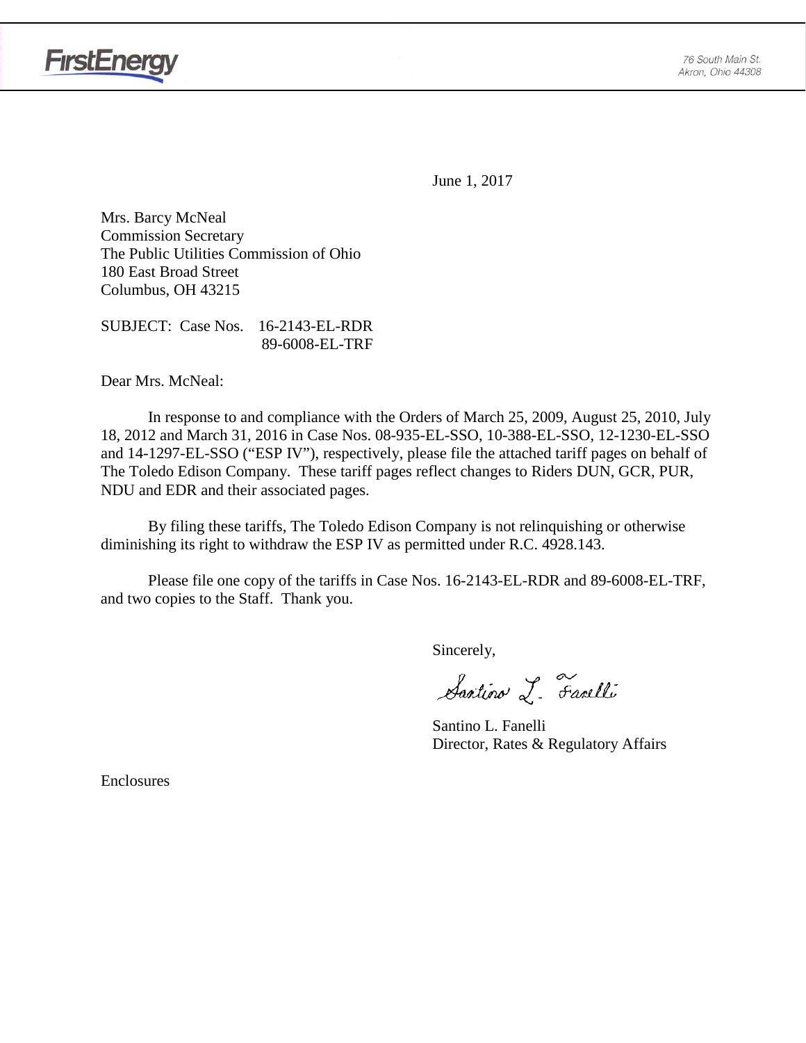FirstEnergy

76 South Main St.
Akron, Ohio 44308

June 1, 2017

Mrs. Barcy McNeal
Commission Secretary
The Public Utilities Commission of Ohio
180 East Broad Street
Columbus, OH 43215

SUBJECT: Case Nos. 16-2143-EL-RDR
89-6008-EL-TRF

Dear Mrs. McNeal:

In response to and compliance with the Orders of March 25, 2009, August 25, 2010, July 18, 2012 and March 31, 2016 in Case Nos. 08-935-EL-SSO, 10-388-EL-SSO, 12-1230-EL-SSO and 14-1297-EL-SSO ("ESP IV"), respectively, please file the attached tariff pages on behalf of The Toledo Edison Company. These tariff pages reflect changes to Riders DUN, GCR, PUR, NDU and EDR and their associated pages.

By filing these tariffs, The Toledo Edison Company is not relinquishing or otherwise diminishing its right to withdraw the ESP IV as permitted under R.C. 4928.143.

Please file one copy of the tariffs in Case Nos. 16-2143-EL-RDR and 89-6008-EL-TRF, and two copies to the Staff. Thank you.

Sincerely,

Santino L. Fanelli

Santino L. Fanelli
Director, Rates & Regulatory Affairs

Enclosures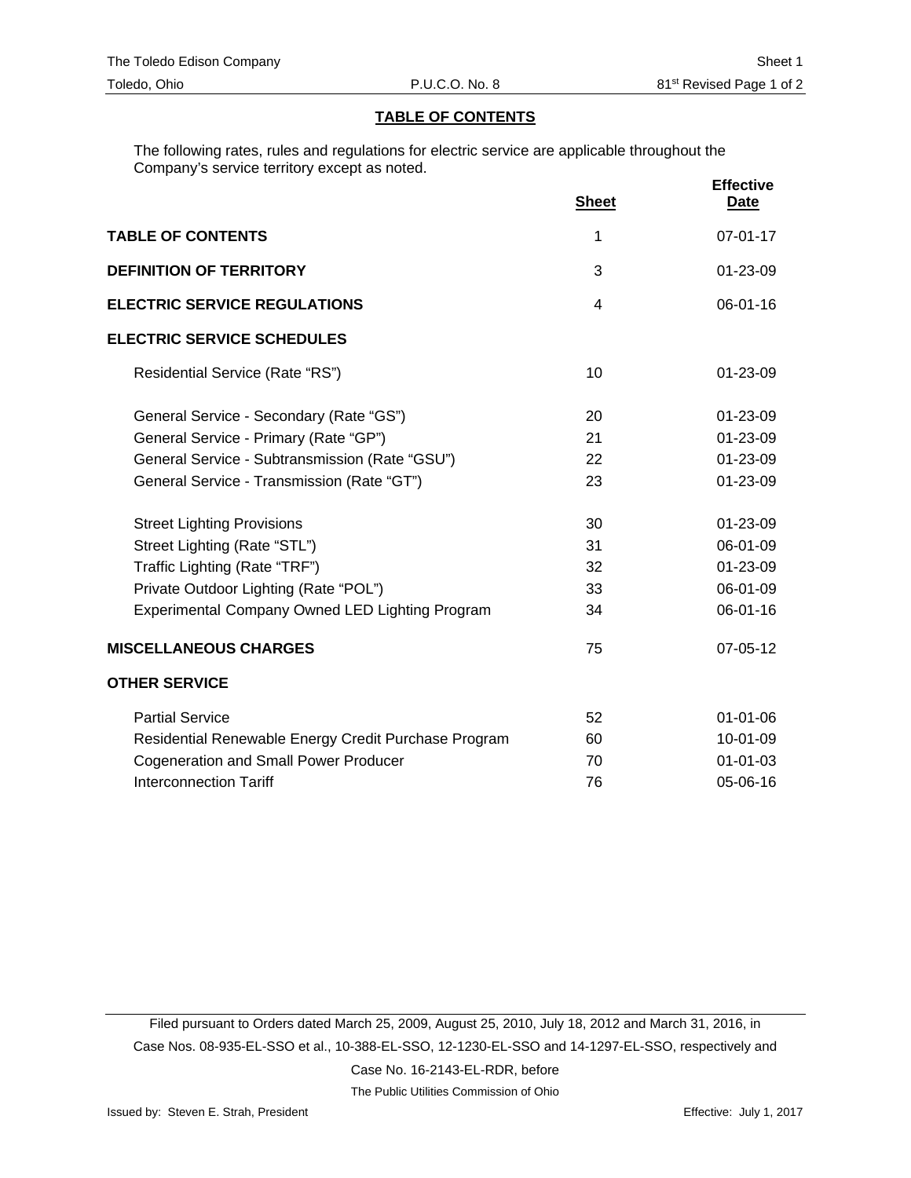## TABLE OF CONTENTS

The following rates, rules and regulations for electric service are applicable throughout the Company's service territory except as noted.

| | Sheet | Effective Date |
|---|---|---|
| **TABLE OF CONTENTS** | 1 | 07-01-17 |
| **DEFINITION OF TERRITORY** | 3 | 01-23-09 |
| **ELECTRIC SERVICE REGULATIONS** | 4 | 06-01-16 |
| **ELECTRIC SERVICE SCHEDULES** | | |
| Residential Service (Rate "RS") | 10 | 01-23-09 |
| General Service - Secondary (Rate "GS") | 20 | 01-23-09 |
| General Service - Primary (Rate "GP") | 21 | 01-23-09 |
| General Service - Subtransmission (Rate "GSU") | 22 | 01-23-09 |
| General Service - Transmission (Rate "GT") | 23 | 01-23-09 |
| Street Lighting Provisions | 30 | 01-23-09 |
| Street Lighting (Rate "STL") | 31 | 06-01-09 |
| Traffic Lighting (Rate "TRF") | 32 | 01-23-09 |
| Private Outdoor Lighting (Rate "POL") | 33 | 06-01-09 |
| Experimental Company Owned LED Lighting Program | 34 | 06-01-16 |
| **MISCELLANEOUS CHARGES** | 75 | 07-05-12 |
| **OTHER SERVICE** | | |
| Partial Service | 52 | 01-01-06 |
| Residential Renewable Energy Credit Purchase Program | 60 | 10-01-09 |
| Cogeneration and Small Power Producer | 70 | 01-01-03 |
| Interconnection Tariff | 76 | 05-06-16 |

Filed pursuant to Orders dated March 25, 2009, August 25, 2010, July 18, 2012 and March 31, 2016, in Case Nos. 08-935-EL-SSO et al., 10-388-EL-SSO, 12-1230-EL-SSO and 14-1297-EL-SSO, respectively and Case No. 16-2143-EL-RDR, before The Public Utilities Commission of Ohio

Issued by: Steven E. Strah, President

Effective: July 1, 2017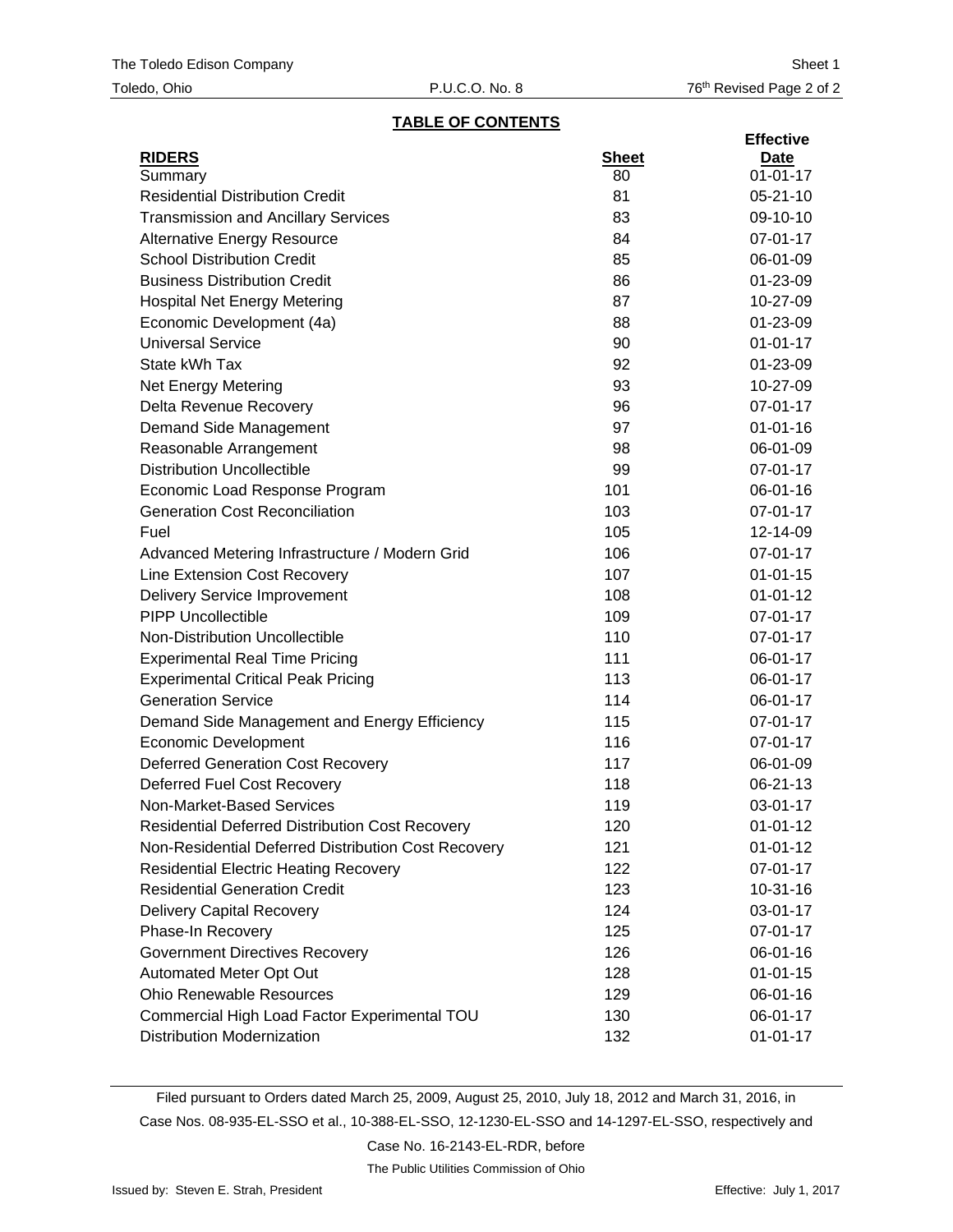## TABLE OF CONTENTS

| RIDERS | Sheet | Effective Date |
|---|---|---|
| Summary | 80 | 01-01-17 |
| Residential Distribution Credit | 81 | 05-21-10 |
| Transmission and Ancillary Services | 83 | 09-10-10 |
| Alternative Energy Resource | 84 | 07-01-17 |
| School Distribution Credit | 85 | 06-01-09 |
| Business Distribution Credit | 86 | 01-23-09 |
| Hospital Net Energy Metering | 87 | 10-27-09 |
| Economic Development (4a) | 88 | 01-23-09 |
| Universal Service | 90 | 01-01-17 |
| State kWh Tax | 92 | 01-23-09 |
| Net Energy Metering | 93 | 10-27-09 |
| Delta Revenue Recovery | 96 | 07-01-17 |
| Demand Side Management | 97 | 01-01-16 |
| Reasonable Arrangement | 98 | 06-01-09 |
| Distribution Uncollectible | 99 | 07-01-17 |
| Economic Load Response Program | 101 | 06-01-16 |
| Generation Cost Reconciliation | 103 | 07-01-17 |
| Fuel | 105 | 12-14-09 |
| Advanced Metering Infrastructure / Modern Grid | 106 | 07-01-17 |
| Line Extension Cost Recovery | 107 | 01-01-15 |
| Delivery Service Improvement | 108 | 01-01-12 |
| PIPP Uncollectible | 109 | 07-01-17 |
| Non-Distribution Uncollectible | 110 | 07-01-17 |
| Experimental Real Time Pricing | 111 | 06-01-17 |
| Experimental Critical Peak Pricing | 113 | 06-01-17 |
| Generation Service | 114 | 06-01-17 |
| Demand Side Management and Energy Efficiency | 115 | 07-01-17 |
| Economic Development | 116 | 07-01-17 |
| Deferred Generation Cost Recovery | 117 | 06-01-09 |
| Deferred Fuel Cost Recovery | 118 | 06-21-13 |
| Non-Market-Based Services | 119 | 03-01-17 |
| Residential Deferred Distribution Cost Recovery | 120 | 01-01-12 |
| Non-Residential Deferred Distribution Cost Recovery | 121 | 01-01-12 |
| Residential Electric Heating Recovery | 122 | 07-01-17 |
| Residential Generation Credit | 123 | 10-31-16 |
| Delivery Capital Recovery | 124 | 03-01-17 |
| Phase-In Recovery | 125 | 07-01-17 |
| Government Directives Recovery | 126 | 06-01-16 |
| Automated Meter Opt Out | 128 | 01-01-15 |
| Ohio Renewable Resources | 129 | 06-01-16 |
| Commercial High Load Factor Experimental TOU | 130 | 06-01-17 |
| Distribution Modernization | 132 | 01-01-17 |

Filed pursuant to Orders dated March 25, 2009, August 25, 2010, July 18, 2012 and March 31, 2016, in Case Nos. 08-935-EL-SSO et al., 10-388-EL-SSO, 12-1230-EL-SSO and 14-1297-EL-SSO, respectively and Case No. 16-2143-EL-RDR, before The Public Utilities Commission of Ohio

Issued by: Steven E. Strah, President

Effective: July 1, 2017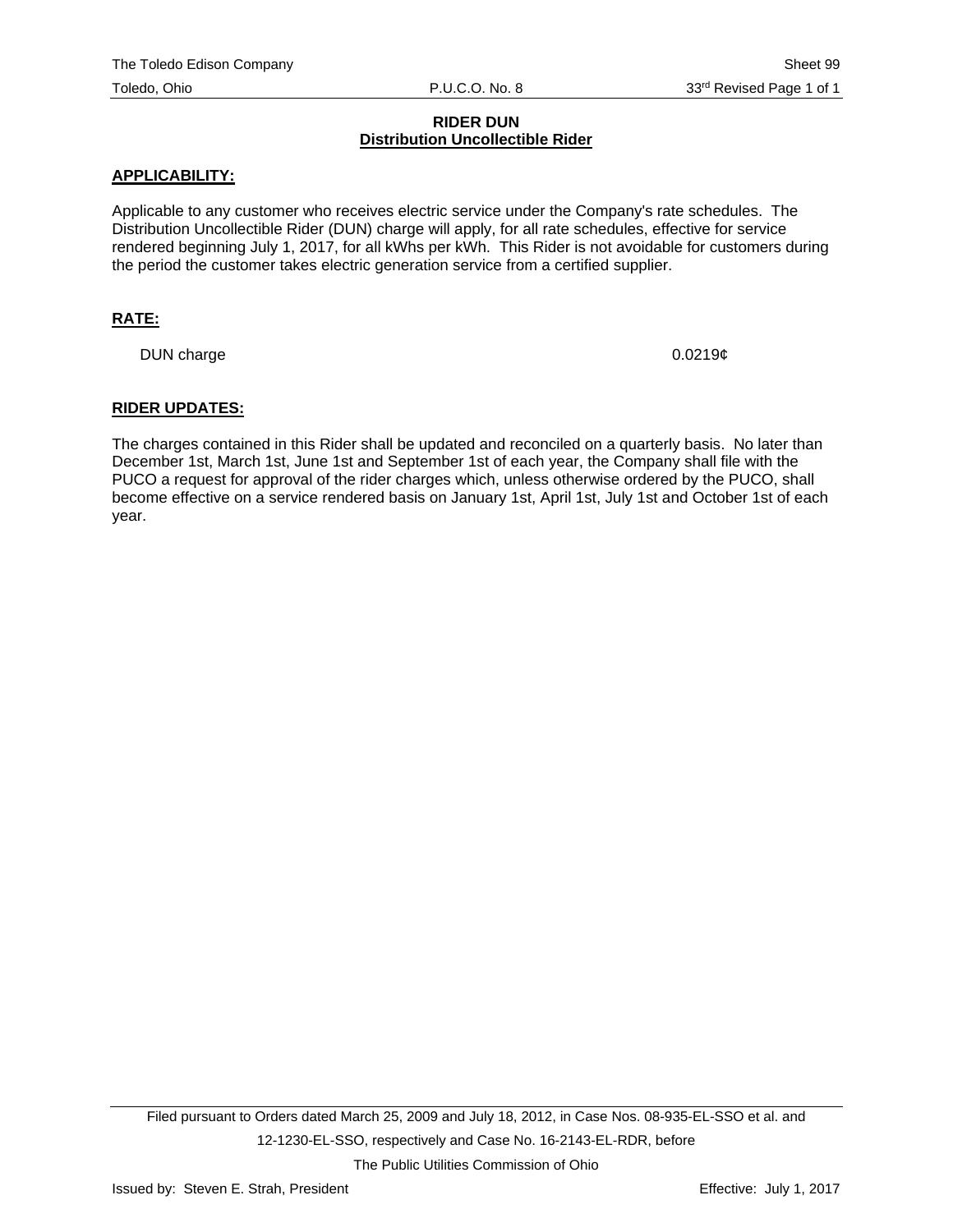# RIDER DUN
## Distribution Uncollectible Rider

**APPLICABILITY:**

Applicable to any customer who receives electric service under the Company's rate schedules. The Distribution Uncollectible Rider (DUN) charge will apply, for all rate schedules, effective for service rendered beginning July 1, 2017, for all kWhs per kWh. This Rider is not avoidable for customers during the period the customer takes electric generation service from a certified supplier.

**RATE:**

| | |
|---|---|
| DUN charge | 0.0219¢ |

**RIDER UPDATES:**

The charges contained in this Rider shall be updated and reconciled on a quarterly basis. No later than December 1st, March 1st, June 1st and September 1st of each year, the Company shall file with the PUCO a request for approval of the rider charges which, unless otherwise ordered by the PUCO, shall become effective on a service rendered basis on January 1st, April 1st, July 1st and October 1st of each year.

Filed pursuant to Orders dated March 25, 2009 and July 18, 2012, in Case Nos. 08-935-EL-SSO et al. and 12-1230-EL-SSO, respectively and Case No. 16-2143-EL-RDR, before The Public Utilities Commission of Ohio

Issued by: Steven E. Strah, President

Effective: July 1, 2017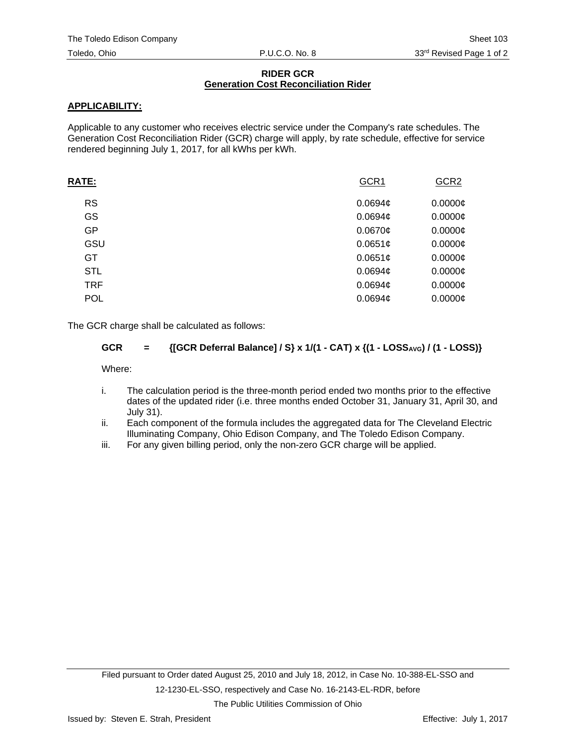The Toledo Edison Company — Sheet 103

Toledo, Ohio — P.U.C.O. No. 8 — 33rd Revised Page 1 of 2

**RIDER GCR**

**Generation Cost Reconciliation Rider**

**APPLICABILITY:**

Applicable to any customer who receives electric service under the Company's rate schedules. The Generation Cost Reconciliation Rider (GCR) charge will apply, by rate schedule, effective for service rendered beginning July 1, 2017, for all kWhs per kWh.

| **RATE:** | GCR1 | GCR2 |
|---|---|---|
| RS | 0.0694¢ | 0.0000¢ |
| GS | 0.0694¢ | 0.0000¢ |
| GP | 0.0670¢ | 0.0000¢ |
| GSU | 0.0651¢ | 0.0000¢ |
| GT | 0.0651¢ | 0.0000¢ |
| STL | 0.0694¢ | 0.0000¢ |
| TRF | 0.0694¢ | 0.0000¢ |
| POL | 0.0694¢ | 0.0000¢ |

The GCR charge shall be calculated as follows:

$$\textbf{GCR} = \{[\text{GCR Deferral Balance}] / S\} \times 1/(1 - CAT) \times \{(1 - LOSS_{AVG}) / (1 - LOSS)\}$$

Where:

i. The calculation period is the three-month period ended two months prior to the effective dates of the updated rider (i.e. three months ended October 31, January 31, April 30, and July 31).

ii. Each component of the formula includes the aggregated data for The Cleveland Electric Illuminating Company, Ohio Edison Company, and The Toledo Edison Company.

iii. For any given billing period, only the non-zero GCR charge will be applied.

Filed pursuant to Order dated August 25, 2010 and July 18, 2012, in Case No. 10-388-EL-SSO and 12-1230-EL-SSO, respectively and Case No. 16-2143-EL-RDR, before The Public Utilities Commission of Ohio

Issued by: Steven E. Strah, President — Effective: July 1, 2017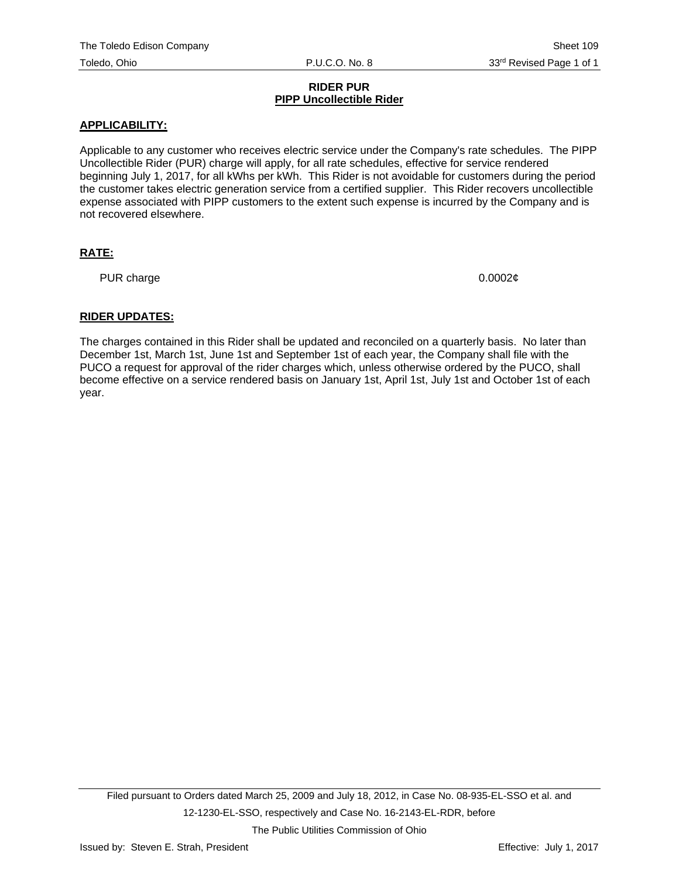# RIDER PUR

## PIPP Uncollectible Rider

**APPLICABILITY:**

Applicable to any customer who receives electric service under the Company's rate schedules. The PIPP Uncollectible Rider (PUR) charge will apply, for all rate schedules, effective for service rendered beginning July 1, 2017, for all kWhs per kWh. This Rider is not avoidable for customers during the period the customer takes electric generation service from a certified supplier. This Rider recovers uncollectible expense associated with PIPP customers to the extent such expense is incurred by the Company and is not recovered elsewhere.

**RATE:**

| | |
|---|---|
| PUR charge | 0.0002¢ |

**RIDER UPDATES:**

The charges contained in this Rider shall be updated and reconciled on a quarterly basis. No later than December 1st, March 1st, June 1st and September 1st of each year, the Company shall file with the PUCO a request for approval of the rider charges which, unless otherwise ordered by the PUCO, shall become effective on a service rendered basis on January 1st, April 1st, July 1st and October 1st of each year.

Filed pursuant to Orders dated March 25, 2009 and July 18, 2012, in Case No. 08-935-EL-SSO et al. and 12-1230-EL-SSO, respectively and Case No. 16-2143-EL-RDR, before The Public Utilities Commission of Ohio

Issued by: Steven E. Strah, President

Effective: July 1, 2017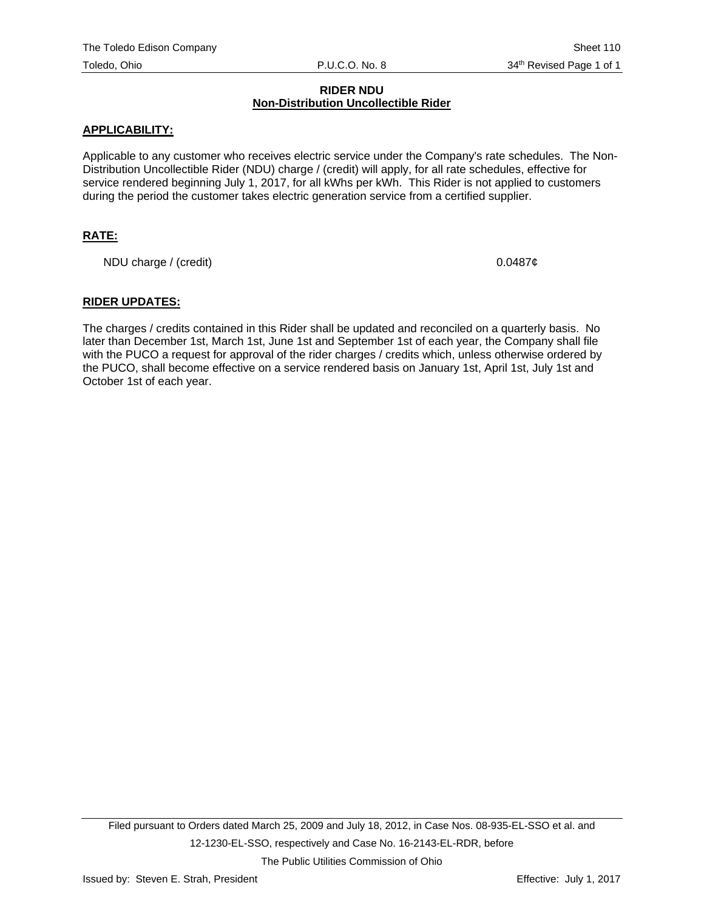## RIDER NDU
### Non-Distribution Uncollectible Rider

**APPLICABILITY:**

Applicable to any customer who receives electric service under the Company's rate schedules. The Non-Distribution Uncollectible Rider (NDU) charge / (credit) will apply, for all rate schedules, effective for service rendered beginning July 1, 2017, for all kWhs per kWh. This Rider is not applied to customers during the period the customer takes electric generation service from a certified supplier.

**RATE:**

| | |
|---|---|
| NDU charge / (credit) | 0.0487¢ |

**RIDER UPDATES:**

The charges / credits contained in this Rider shall be updated and reconciled on a quarterly basis. No later than December 1st, March 1st, June 1st and September 1st of each year, the Company shall file with the PUCO a request for approval of the rider charges / credits which, unless otherwise ordered by the PUCO, shall become effective on a service rendered basis on January 1st, April 1st, July 1st and October 1st of each year.

Filed pursuant to Orders dated March 25, 2009 and July 18, 2012, in Case Nos. 08-935-EL-SSO et al. and 12-1230-EL-SSO, respectively and Case No. 16-2143-EL-RDR, before The Public Utilities Commission of Ohio

Issued by: Steven E. Strah, President

Effective: July 1, 2017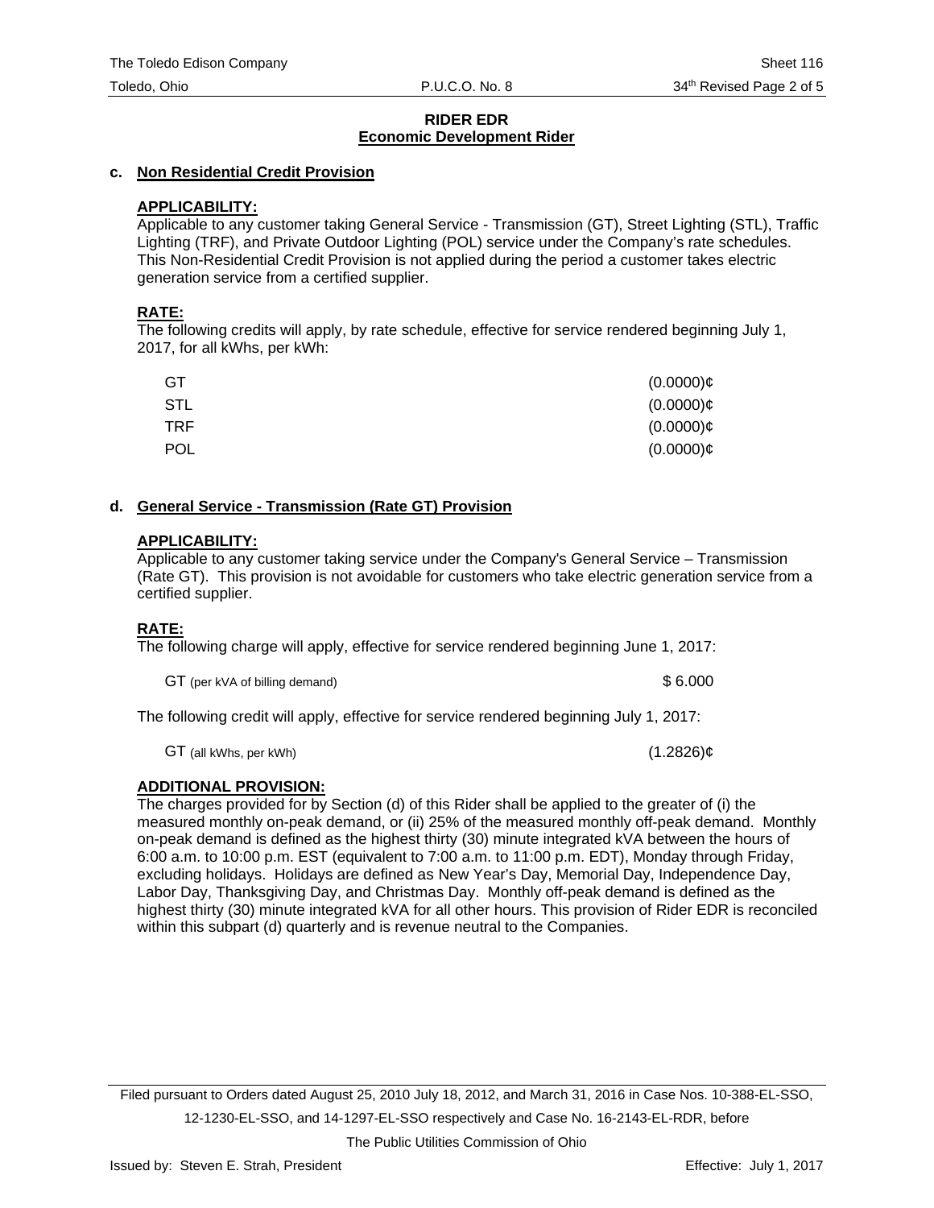## RIDER EDR
## Economic Development Rider

### c. Non Residential Credit Provision

**APPLICABILITY:**
Applicable to any customer taking General Service - Transmission (GT), Street Lighting (STL), Traffic Lighting (TRF), and Private Outdoor Lighting (POL) service under the Company's rate schedules. This Non-Residential Credit Provision is not applied during the period a customer takes electric generation service from a certified supplier.

**RATE:**
The following credits will apply, by rate schedule, effective for service rendered beginning July 1, 2017, for all kWhs, per kWh:

| | |
|---|---|
| GT | (0.0000)¢ |
| STL | (0.0000)¢ |
| TRF | (0.0000)¢ |
| POL | (0.0000)¢ |

### d. General Service - Transmission (Rate GT) Provision

**APPLICABILITY:**
Applicable to any customer taking service under the Company's General Service – Transmission (Rate GT). This provision is not avoidable for customers who take electric generation service from a certified supplier.

**RATE:**
The following charge will apply, effective for service rendered beginning June 1, 2017:

| | |
|---|---|
| GT (per kVA of billing demand) | $ 6.000 |

The following credit will apply, effective for service rendered beginning July 1, 2017:

| | |
|---|---|
| GT (all kWhs, per kWh) | (1.2826)¢ |

**ADDITIONAL PROVISION:**
The charges provided for by Section (d) of this Rider shall be applied to the greater of (i) the measured monthly on-peak demand, or (ii) 25% of the measured monthly off-peak demand. Monthly on-peak demand is defined as the highest thirty (30) minute integrated kVA between the hours of 6:00 a.m. to 10:00 p.m. EST (equivalent to 7:00 a.m. to 11:00 p.m. EDT), Monday through Friday, excluding holidays. Holidays are defined as New Year's Day, Memorial Day, Independence Day, Labor Day, Thanksgiving Day, and Christmas Day. Monthly off-peak demand is defined as the highest thirty (30) minute integrated kVA for all other hours. This provision of Rider EDR is reconciled within this subpart (d) quarterly and is revenue neutral to the Companies.

Filed pursuant to Orders dated August 25, 2010 July 18, 2012, and March 31, 2016 in Case Nos. 10-388-EL-SSO, 12-1230-EL-SSO, and 14-1297-EL-SSO respectively and Case No. 16-2143-EL-RDR, before The Public Utilities Commission of Ohio

Issued by: Steven E. Strah, President

Effective: July 1, 2017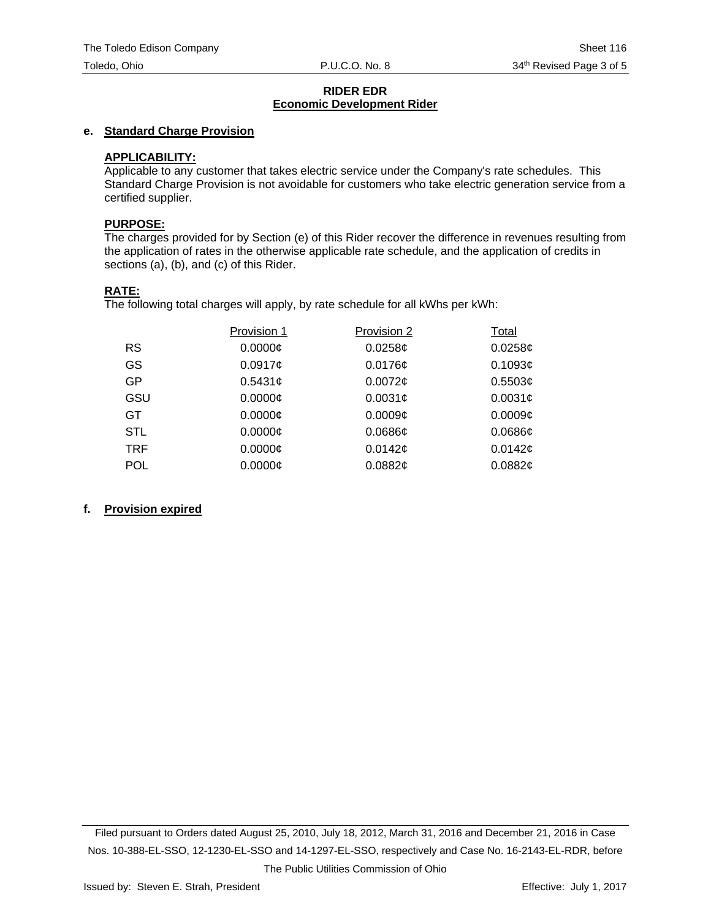# RIDER EDR
## Economic Development Rider

### e. Standard Charge Provision

**APPLICABILITY:**
Applicable to any customer that takes electric service under the Company's rate schedules. This Standard Charge Provision is not avoidable for customers who take electric generation service from a certified supplier.

**PURPOSE:**
The charges provided for by Section (e) of this Rider recover the difference in revenues resulting from the application of rates in the otherwise applicable rate schedule, and the application of credits in sections (a), (b), and (c) of this Rider.

**RATE:**
The following total charges will apply, by rate schedule for all kWhs per kWh:

| | Provision 1 | Provision 2 | Total |
|---|---|---|---|
| RS | 0.0000¢ | 0.0258¢ | 0.0258¢ |
| GS | 0.0917¢ | 0.0176¢ | 0.1093¢ |
| GP | 0.5431¢ | 0.0072¢ | 0.5503¢ |
| GSU | 0.0000¢ | 0.0031¢ | 0.0031¢ |
| GT | 0.0000¢ | 0.0009¢ | 0.0009¢ |
| STL | 0.0000¢ | 0.0686¢ | 0.0686¢ |
| TRF | 0.0000¢ | 0.0142¢ | 0.0142¢ |
| POL | 0.0000¢ | 0.0882¢ | 0.0882¢ |

### f. Provision expired

Filed pursuant to Orders dated August 25, 2010, July 18, 2012, March 31, 2016 and December 21, 2016 in Case Nos. 10-388-EL-SSO, 12-1230-EL-SSO and 14-1297-EL-SSO, respectively and Case No. 16-2143-EL-RDR, before The Public Utilities Commission of Ohio

Issued by: Steven E. Strah, President

Effective: July 1, 2017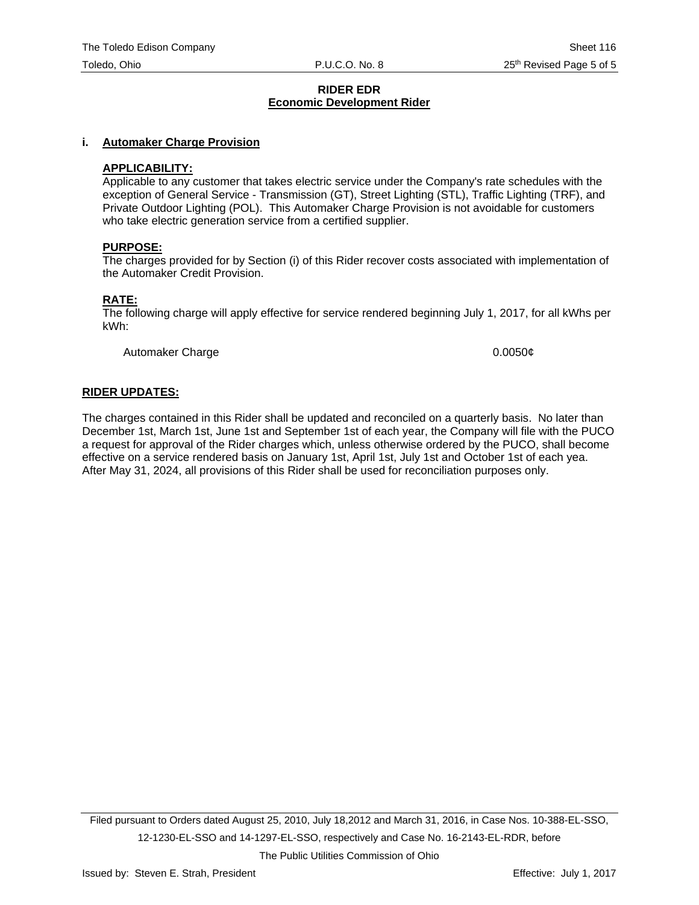**RIDER EDR**
**Economic Development Rider**

**i. Automaker Charge Provision**

**APPLICABILITY:**
Applicable to any customer that takes electric service under the Company's rate schedules with the exception of General Service - Transmission (GT), Street Lighting (STL), Traffic Lighting (TRF), and Private Outdoor Lighting (POL). This Automaker Charge Provision is not avoidable for customers who take electric generation service from a certified supplier.

**PURPOSE:**
The charges provided for by Section (i) of this Rider recover costs associated with implementation of the Automaker Credit Provision.

**RATE:**
The following charge will apply effective for service rendered beginning July 1, 2017, for all kWhs per kWh:

| | |
|---|---|
| Automaker Charge | 0.0050¢ |

**RIDER UPDATES:**

The charges contained in this Rider shall be updated and reconciled on a quarterly basis. No later than December 1st, March 1st, June 1st and September 1st of each year, the Company will file with the PUCO a request for approval of the Rider charges which, unless otherwise ordered by the PUCO, shall become effective on a service rendered basis on January 1st, April 1st, July 1st and October 1st of each yea. After May 31, 2024, all provisions of this Rider shall be used for reconciliation purposes only.

Filed pursuant to Orders dated August 25, 2010, July 18,2012 and March 31, 2016, in Case Nos. 10-388-EL-SSO, 12-1230-EL-SSO and 14-1297-EL-SSO, respectively and Case No. 16-2143-EL-RDR, before The Public Utilities Commission of Ohio

Issued by: Steven E. Strah, President    Effective: July 1, 2017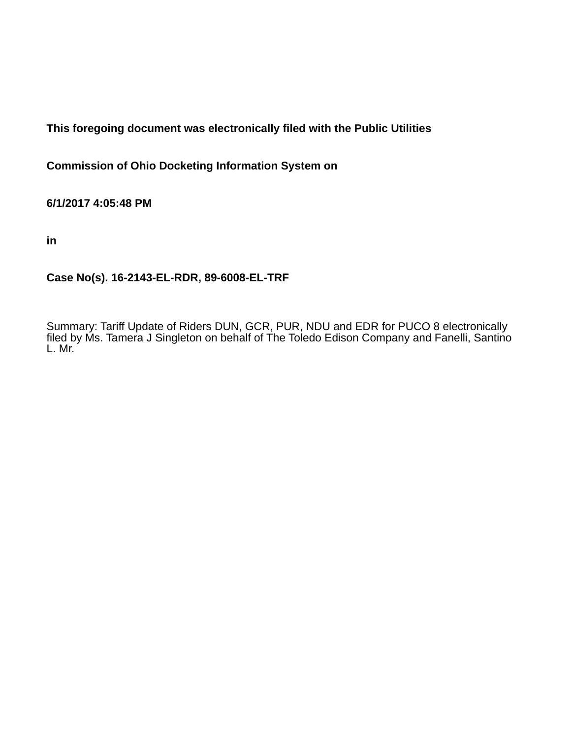**This foregoing document was electronically filed with the Public Utilities**

**Commission of Ohio Docketing Information System on**

**6/1/2017 4:05:48 PM**

**in**

**Case No(s). 16-2143-EL-RDR, 89-6008-EL-TRF**

Summary: Tariff Update of Riders DUN, GCR, PUR, NDU and EDR for PUCO 8 electronically filed by Ms. Tamera J Singleton on behalf of The Toledo Edison Company and Fanelli, Santino L. Mr.